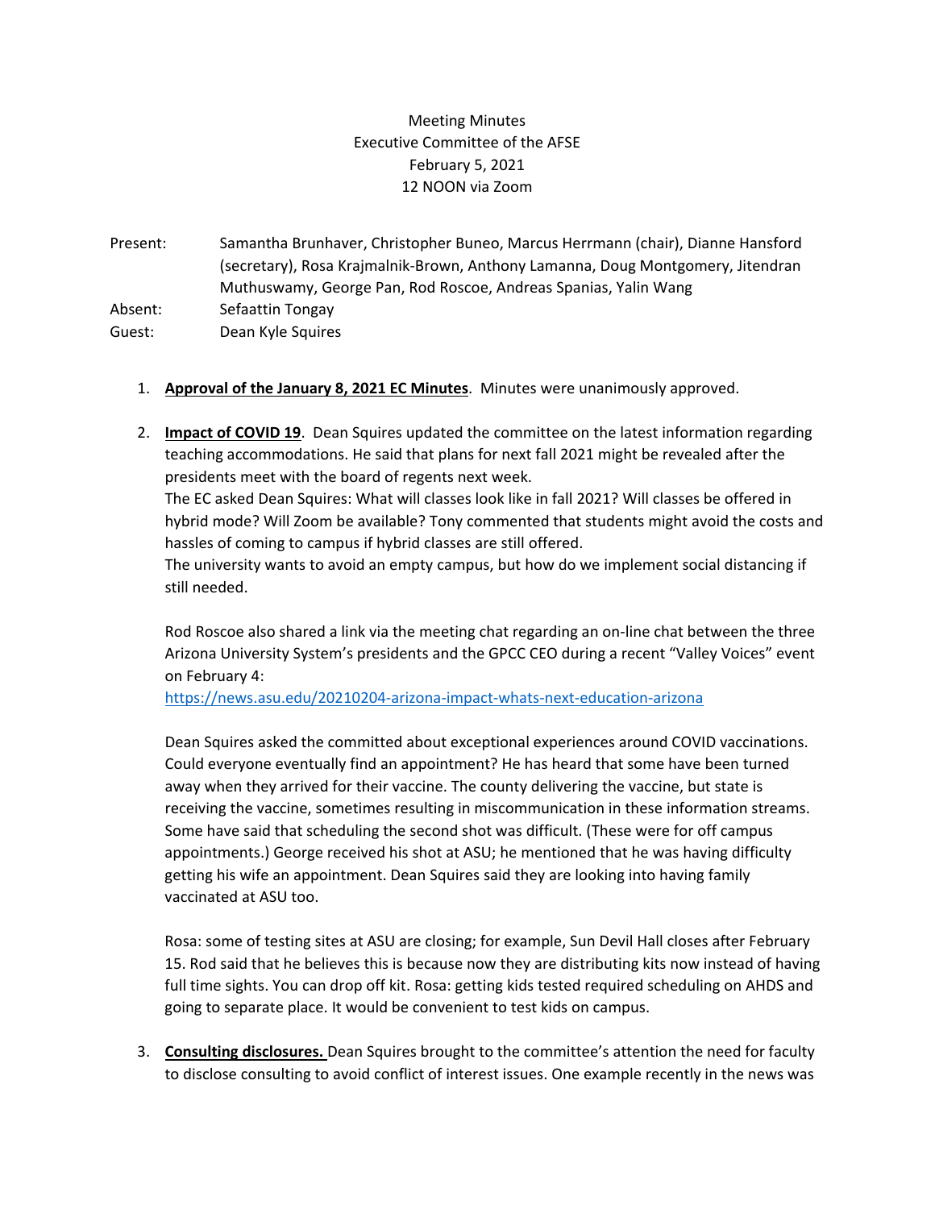Meeting Minutes
Executive Committee of the AFSE
February 5, 2021
12 NOON via Zoom

| | |
|---|---|
| Present: | Samantha Brunhaver, Christopher Buneo, Marcus Herrmann (chair), Dianne Hansford (secretary), Rosa Krajmalnik-Brown, Anthony Lamanna, Doug Montgomery, Jitendran Muthuswamy, George Pan, Rod Roscoe, Andreas Spanias, Yalin Wang |
| Absent: | Sefaattin Tongay |
| Guest: | Dean Kyle Squires |

1. **<u>Approval of the January 8, 2021 EC Minutes</u>**. Minutes were unanimously approved.

2. **<u>Impact of COVID 19</u>**. Dean Squires updated the committee on the latest information regarding teaching accommodations. He said that plans for next fall 2021 might be revealed after the presidents meet with the board of regents next week.
   The EC asked Dean Squires: What will classes look like in fall 2021? Will classes be offered in hybrid mode? Will Zoom be available? Tony commented that students might avoid the costs and hassles of coming to campus if hybrid classes are still offered.
   The university wants to avoid an empty campus, but how do we implement social distancing if still needed.

   Rod Roscoe also shared a link via the meeting chat regarding an on-line chat between the three Arizona University System's presidents and the GPCC CEO during a recent "Valley Voices" event on February 4:
   https://news.asu.edu/20210204-arizona-impact-whats-next-education-arizona

   Dean Squires asked the committed about exceptional experiences around COVID vaccinations. Could everyone eventually find an appointment? He has heard that some have been turned away when they arrived for their vaccine. The county delivering the vaccine, but state is receiving the vaccine, sometimes resulting in miscommunication in these information streams. Some have said that scheduling the second shot was difficult. (These were for off campus appointments.) George received his shot at ASU; he mentioned that he was having difficulty getting his wife an appointment. Dean Squires said they are looking into having family vaccinated at ASU too.

   Rosa: some of testing sites at ASU are closing; for example, Sun Devil Hall closes after February 15. Rod said that he believes this is because now they are distributing kits now instead of having full time sights. You can drop off kit. Rosa: getting kids tested required scheduling on AHDS and going to separate place. It would be convenient to test kids on campus.

3. **<u>Consulting disclosures.</u>** Dean Squires brought to the committee's attention the need for faculty to disclose consulting to avoid conflict of interest issues. One example recently in the news was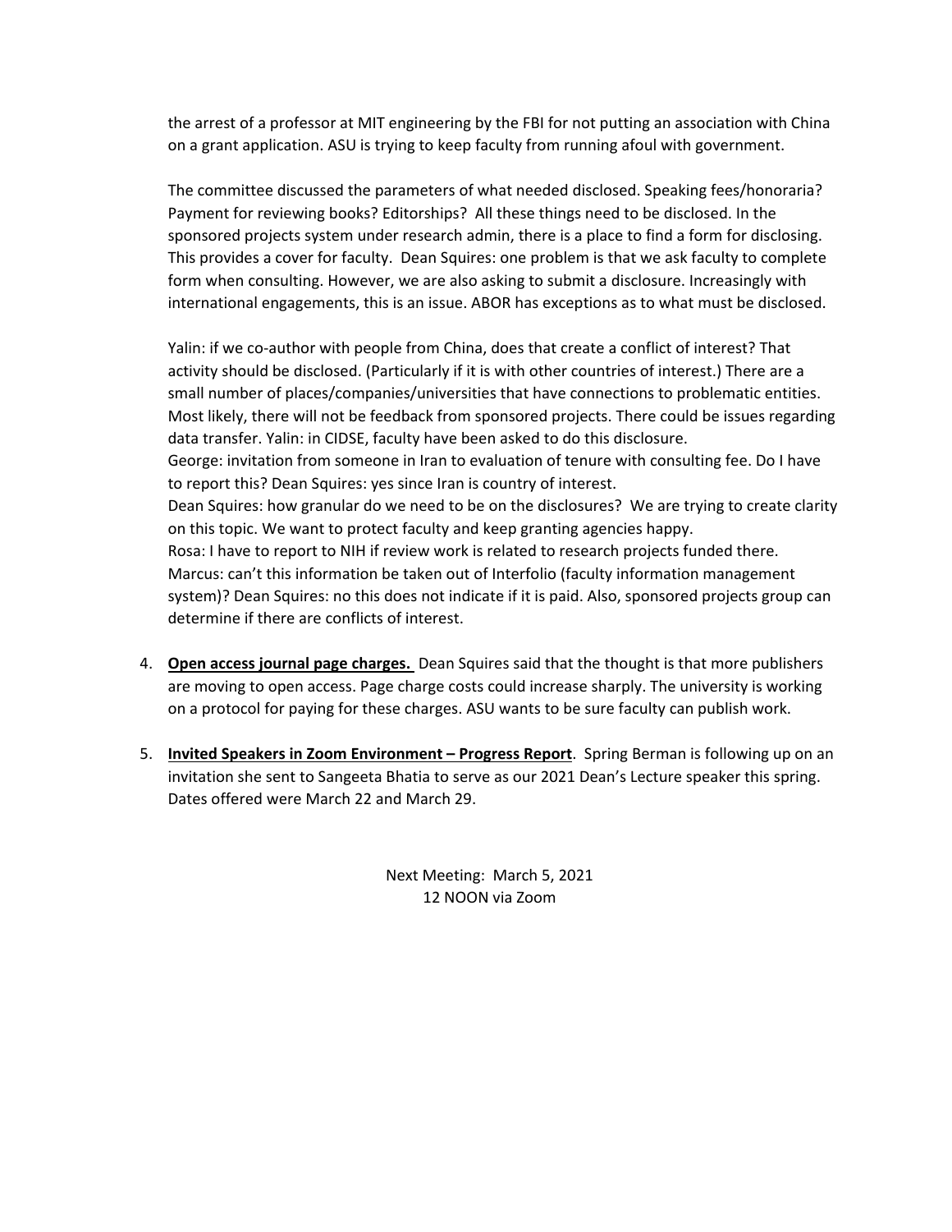the arrest of a professor at MIT engineering by the FBI for not putting an association with China on a grant application. ASU is trying to keep faculty from running afoul with government.

The committee discussed the parameters of what needed disclosed. Speaking fees/honoraria? Payment for reviewing books? Editorships? All these things need to be disclosed. In the sponsored projects system under research admin, there is a place to find a form for disclosing. This provides a cover for faculty. Dean Squires: one problem is that we ask faculty to complete form when consulting. However, we are also asking to submit a disclosure. Increasingly with international engagements, this is an issue. ABOR has exceptions as to what must be disclosed.

Yalin: if we co-author with people from China, does that create a conflict of interest? That activity should be disclosed. (Particularly if it is with other countries of interest.) There are a small number of places/companies/universities that have connections to problematic entities. Most likely, there will not be feedback from sponsored projects. There could be issues regarding data transfer. Yalin: in CIDSE, faculty have been asked to do this disclosure.
George: invitation from someone in Iran to evaluation of tenure with consulting fee. Do I have to report this? Dean Squires: yes since Iran is country of interest.
Dean Squires: how granular do we need to be on the disclosures? We are trying to create clarity on this topic. We want to protect faculty and keep granting agencies happy.
Rosa: I have to report to NIH if review work is related to research projects funded there.
Marcus: can't this information be taken out of Interfolio (faculty information management system)? Dean Squires: no this does not indicate if it is paid. Also, sponsored projects group can determine if there are conflicts of interest.

4. **Open access journal page charges.** Dean Squires said that the thought is that more publishers are moving to open access. Page charge costs could increase sharply. The university is working on a protocol for paying for these charges. ASU wants to be sure faculty can publish work.

5. **Invited Speakers in Zoom Environment – Progress Report**. Spring Berman is following up on an invitation she sent to Sangeeta Bhatia to serve as our 2021 Dean's Lecture speaker this spring. Dates offered were March 22 and March 29.

Next Meeting: March 5, 2021
12 NOON via Zoom